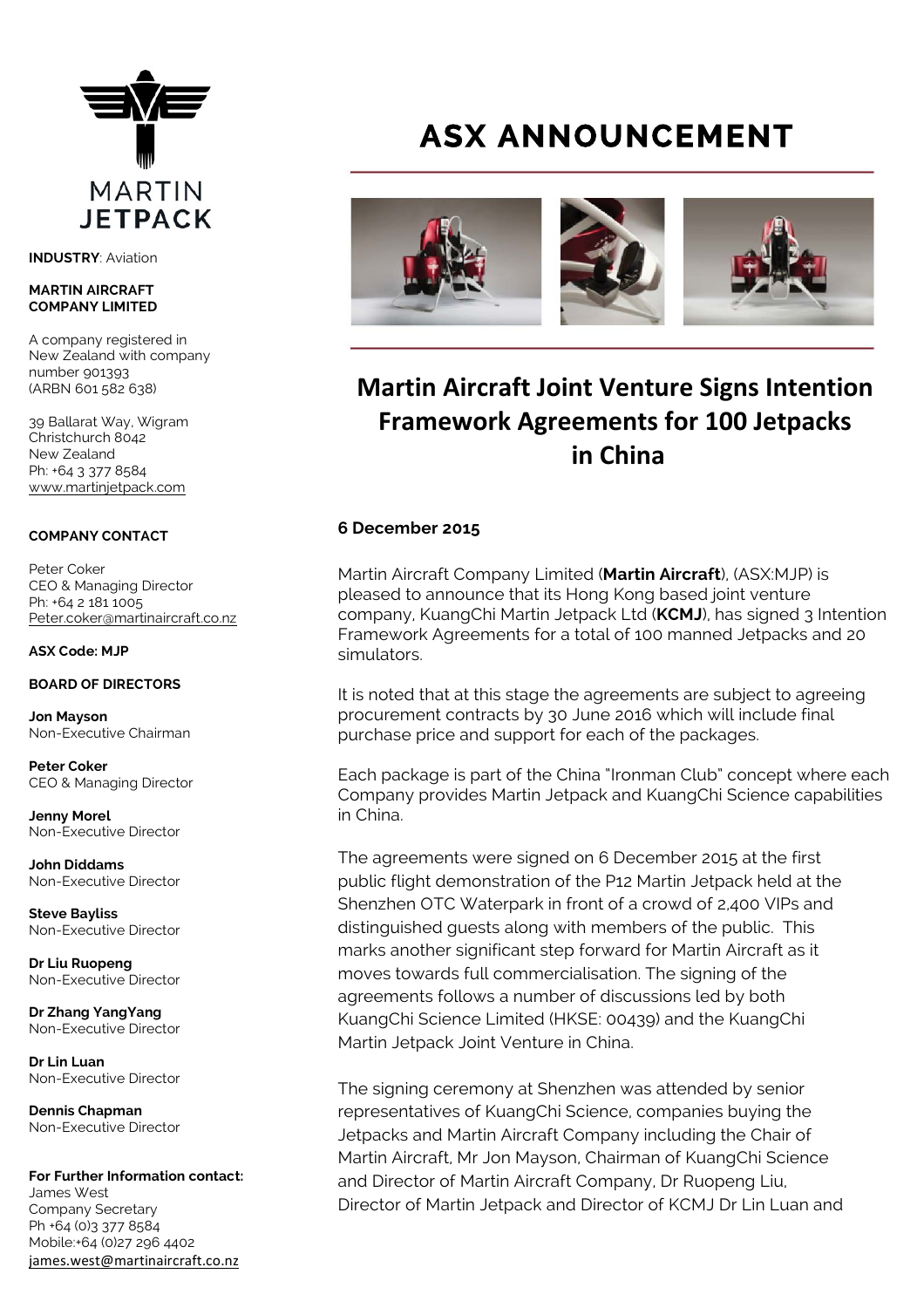MARTIN JETPACK

**INDUSTRY**: Aviation

**MARTIN AIRCRAFT COMPANY LIMITED**

A company registered in New Zealand with company number 901393 (ARBN 601 582 638)

39 Ballarat Way, Wigram
Christchurch 8042
New Zealand
Ph: +64 3 377 8584
www.martinjetpack.com

**COMPANY CONTACT**

Peter Coker
CEO & Managing Director
Ph: +64 2 181 1005
Peter.coker@martinaircraft.co.nz

**ASX Code: MJP**

**BOARD OF DIRECTORS**

**Jon Mayson**
Non-Executive Chairman

**Peter Coker**
CEO & Managing Director

**Jenny Morel**
Non-Executive Director

**John Diddams**
Non-Executive Director

**Steve Bayliss**
Non-Executive Director

**Dr Liu Ruopeng**
Non-Executive Director

**Dr Zhang YangYang**
Non-Executive Director

**Dr Lin Luan**
Non-Executive Director

**Dennis Chapman**
Non-Executive Director

**For Further Information contact:**
James West
Company Secretary
Ph +64 (0)3 377 8584
Mobile:+64 (0)27 296 4402
james.west@martinaircraft.co.nz

# ASX ANNOUNCEMENT

## Martin Aircraft Joint Venture Signs Intention Framework Agreements for 100 Jetpacks in China

**6 December 2015**

Martin Aircraft Company Limited (**Martin Aircraft**), (ASX:MJP) is pleased to announce that its Hong Kong based joint venture company, KuangChi Martin Jetpack Ltd (**KCMJ**), has signed 3 Intention Framework Agreements for a total of 100 manned Jetpacks and 20 simulators.

It is noted that at this stage the agreements are subject to agreeing procurement contracts by 30 June 2016 which will include final purchase price and support for each of the packages.

Each package is part of the China "Ironman Club" concept where each Company provides Martin Jetpack and KuangChi Science capabilities in China.

The agreements were signed on 6 December 2015 at the first public flight demonstration of the P12 Martin Jetpack held at the Shenzhen OTC Waterpark in front of a crowd of 2,400 VIPs and distinguished guests along with members of the public. This marks another significant step forward for Martin Aircraft as it moves towards full commercialisation. The signing of the agreements follows a number of discussions led by both KuangChi Science Limited (HKSE: 00439) and the KuangChi Martin Jetpack Joint Venture in China.

The signing ceremony at Shenzhen was attended by senior representatives of KuangChi Science, companies buying the Jetpacks and Martin Aircraft Company including the Chair of Martin Aircraft, Mr Jon Mayson, Chairman of KuangChi Science and Director of Martin Aircraft Company, Dr Ruopeng Liu, Director of Martin Jetpack and Director of KCMJ Dr Lin Luan and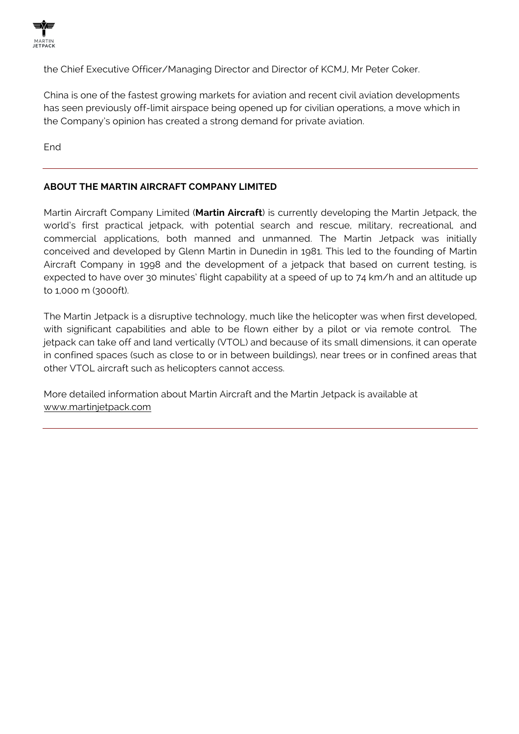the Chief Executive Officer/Managing Director and Director of KCMJ, Mr Peter Coker.

China is one of the fastest growing markets for aviation and recent civil aviation developments has seen previously off-limit airspace being opened up for civilian operations, a move which in the Company's opinion has created a strong demand for private aviation.

End

---

**ABOUT THE MARTIN AIRCRAFT COMPANY LIMITED**

Martin Aircraft Company Limited (**Martin Aircraft**) is currently developing the Martin Jetpack, the world's first practical jetpack, with potential search and rescue, military, recreational, and commercial applications, both manned and unmanned. The Martin Jetpack was initially conceived and developed by Glenn Martin in Dunedin in 1981. This led to the founding of Martin Aircraft Company in 1998 and the development of a jetpack that based on current testing, is expected to have over 30 minutes' flight capability at a speed of up to 74 km/h and an altitude up to 1,000 m (3000ft).

The Martin Jetpack is a disruptive technology, much like the helicopter was when first developed, with significant capabilities and able to be flown either by a pilot or via remote control. The jetpack can take off and land vertically (VTOL) and because of its small dimensions, it can operate in confined spaces (such as close to or in between buildings), near trees or in confined areas that other VTOL aircraft such as helicopters cannot access.

More detailed information about Martin Aircraft and the Martin Jetpack is available at www.martinjetpack.com

---